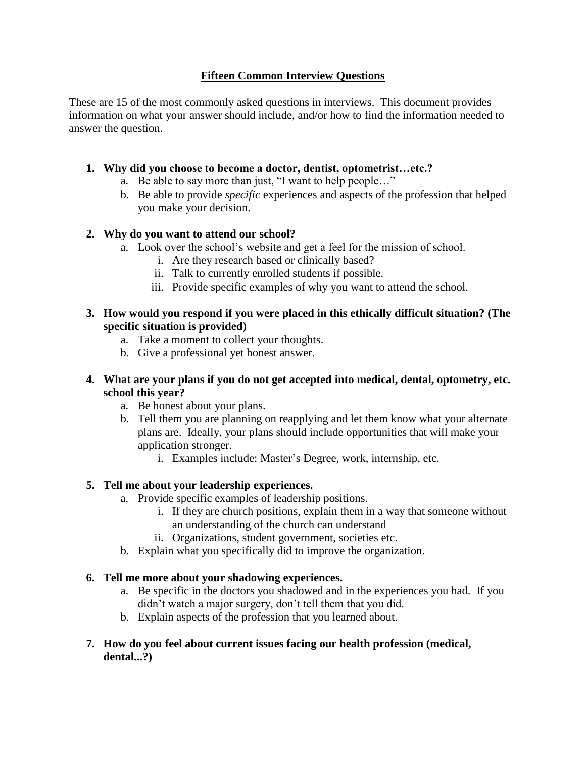# Fifteen Common Interview Questions

These are 15 of the most commonly asked questions in interviews. This document provides information on what your answer should include, and/or how to find the information needed to answer the question.

1. **Why did you choose to become a doctor, dentist, optometrist…etc.?**
   a. Be able to say more than just, "I want to help people…"
   b. Be able to provide *specific* experiences and aspects of the profession that helped you make your decision.

2. **Why do you want to attend our school?**
   a. Look over the school's website and get a feel for the mission of school.
      i. Are they research based or clinically based?
      ii. Talk to currently enrolled students if possible.
      iii. Provide specific examples of why you want to attend the school.

3. **How would you respond if you were placed in this ethically difficult situation? (The specific situation is provided)**
   a. Take a moment to collect your thoughts.
   b. Give a professional yet honest answer.

4. **What are your plans if you do not get accepted into medical, dental, optometry, etc. school this year?**
   a. Be honest about your plans.
   b. Tell them you are planning on reapplying and let them know what your alternate plans are. Ideally, your plans should include opportunities that will make your application stronger.
      i. Examples include: Master's Degree, work, internship, etc.

5. **Tell me about your leadership experiences.**
   a. Provide specific examples of leadership positions.
      i. If they are church positions, explain them in a way that someone without an understanding of the church can understand
      ii. Organizations, student government, societies etc.
   b. Explain what you specifically did to improve the organization.

6. **Tell me more about your shadowing experiences.**
   a. Be specific in the doctors you shadowed and in the experiences you had. If you didn't watch a major surgery, don't tell them that you did.
   b. Explain aspects of the profession that you learned about.

7. **How do you feel about current issues facing our health profession (medical, dental...?)**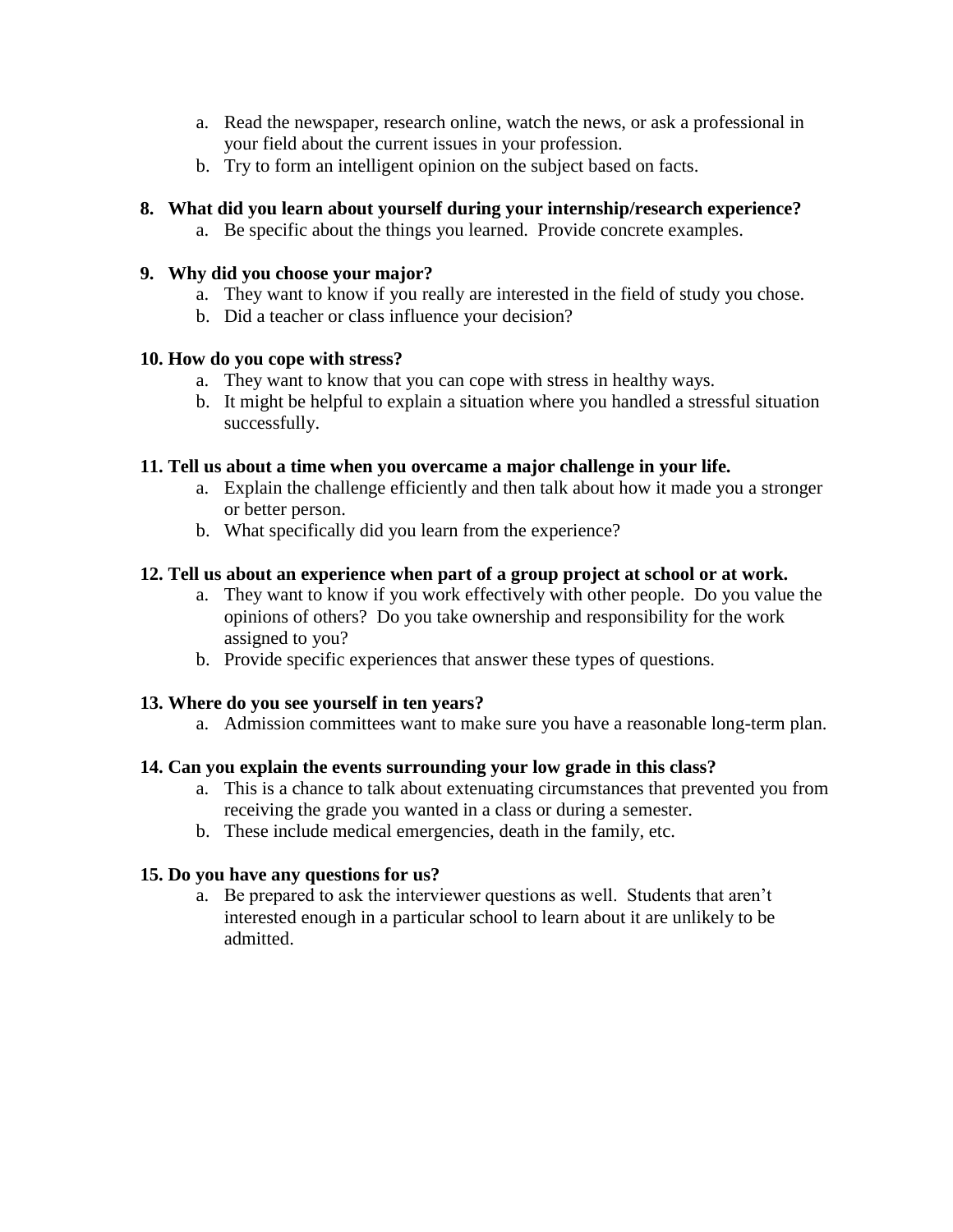a. Read the newspaper, research online, watch the news, or ask a professional in your field about the current issues in your profession.
   b. Try to form an intelligent opinion on the subject based on facts.

8. **What did you learn about yourself during your internship/research experience?**
   a. Be specific about the things you learned. Provide concrete examples.

9. **Why did you choose your major?**
   a. They want to know if you really are interested in the field of study you chose.
   b. Did a teacher or class influence your decision?

10. **How do you cope with stress?**
    a. They want to know that you can cope with stress in healthy ways.
    b. It might be helpful to explain a situation where you handled a stressful situation successfully.

11. **Tell us about a time when you overcame a major challenge in your life.**
    a. Explain the challenge efficiently and then talk about how it made you a stronger or better person.
    b. What specifically did you learn from the experience?

12. **Tell us about an experience when part of a group project at school or at work.**
    a. They want to know if you work effectively with other people. Do you value the opinions of others? Do you take ownership and responsibility for the work assigned to you?
    b. Provide specific experiences that answer these types of questions.

13. **Where do you see yourself in ten years?**
    a. Admission committees want to make sure you have a reasonable long-term plan.

14. **Can you explain the events surrounding your low grade in this class?**
    a. This is a chance to talk about extenuating circumstances that prevented you from receiving the grade you wanted in a class or during a semester.
    b. These include medical emergencies, death in the family, etc.

15. **Do you have any questions for us?**
    a. Be prepared to ask the interviewer questions as well. Students that aren't interested enough in a particular school to learn about it are unlikely to be admitted.